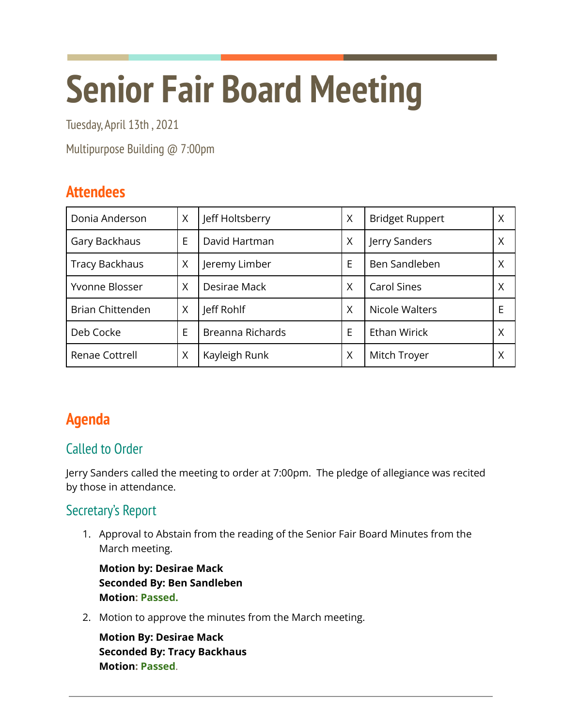# Senior Fair Board Meeting

Tuesday, April 13th , 2021

Multipurpose Building @ 7:00pm

## Attendees

| | | | | | |
|---|---|---|---|---|---|
| Donia Anderson | X | Jeff Holtsberry | X | Bridget Ruppert | X |
| Gary Backhaus | E | David Hartman | X | Jerry Sanders | X |
| Tracy Backhaus | X | Jeremy Limber | E | Ben Sandleben | X |
| Yvonne Blosser | X | Desirae Mack | X | Carol Sines | X |
| Brian Chittenden | X | Jeff Rohlf | X | Nicole Walters | E |
| Deb Cocke | E | Breanna Richards | E | Ethan Wirick | X |
| Renae Cottrell | X | Kayleigh Runk | X | Mitch Troyer | X |

## Agenda

### Called to Order

Jerry Sanders called the meeting to order at 7:00pm. The pledge of allegiance was recited by those in attendance.

### Secretary's Report

1. Approval to Abstain from the reading of the Senior Fair Board Minutes from the March meeting.

   **Motion by: Desirae Mack**
   **Seconded By: Ben Sandleben**
   **Motion: Passed.**

2. Motion to approve the minutes from the March meeting.

   **Motion By: Desirae Mack**
   **Seconded By: Tracy Backhaus**
   **Motion: Passed.**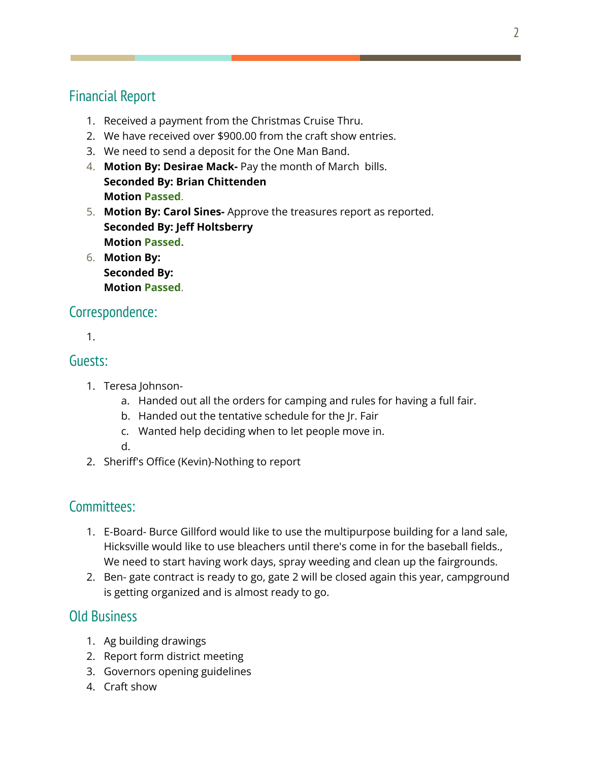## Financial Report

1. Received a payment from the Christmas Cruise Thru.
2. We have received over $900.00 from the craft show entries.
3. We need to send a deposit for the One Man Band.
4. **Motion By: Desirae Mack-** Pay the month of March bills.
   **Seconded By: Brian Chittenden**
   **Motion Passed.**
5. **Motion By: Carol Sines-** Approve the treasures report as reported.
   **Seconded By: Jeff Holtsberry**
   **Motion Passed.**
6. **Motion By:**
   **Seconded By:**
   **Motion Passed.**

## Correspondence:

1. 

## Guests:

1. Teresa Johnson-
   a. Handed out all the orders for camping and rules for having a full fair.
   b. Handed out the tentative schedule for the Jr. Fair
   c. Wanted help deciding when to let people move in.
   d. 
2. Sheriff's Office (Kevin)-Nothing to report

## Committees:

1. E-Board- Burce Gillford would like to use the multipurpose building for a land sale, Hicksville would like to use bleachers until there's come in for the baseball fields., We need to start having work days, spray weeding and clean up the fairgrounds.
2. Ben- gate contract is ready to go, gate 2 will be closed again this year, campground is getting organized and is almost ready to go.

## Old Business

1. Ag building drawings
2. Report form district meeting
3. Governors opening guidelines
4. Craft show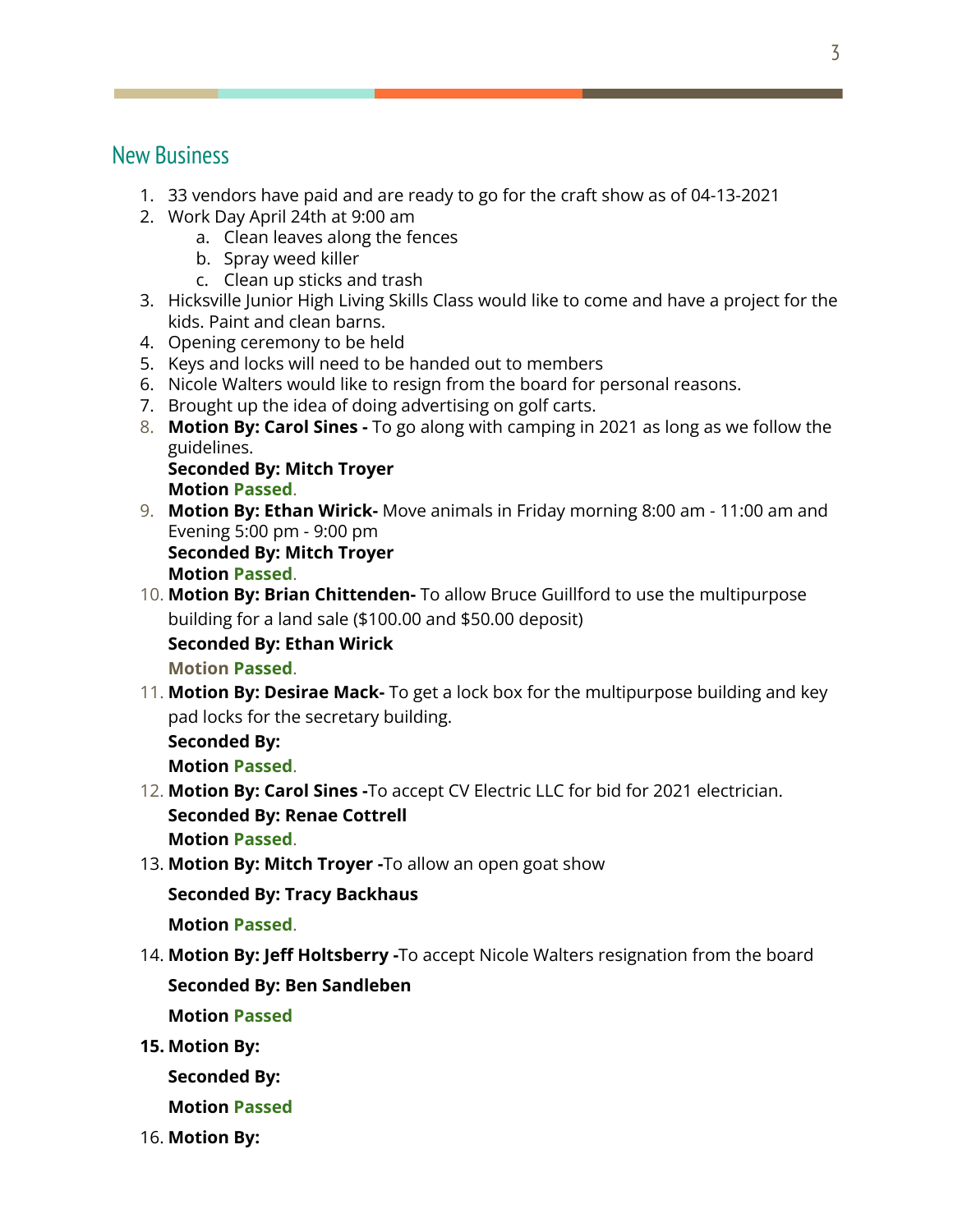## New Business

1. 33 vendors have paid and are ready to go for the craft show as of 04-13-2021
2. Work Day April 24th at 9:00 am
    a. Clean leaves along the fences
    b. Spray weed killer
    c. Clean up sticks and trash
3. Hicksville Junior High Living Skills Class would like to come and have a project for the kids. Paint and clean barns.
4. Opening ceremony to be held
5. Keys and locks will need to be handed out to members
6. Nicole Walters would like to resign from the board for personal reasons.
7. Brought up the idea of doing advertising on golf carts.
8. **Motion By: Carol Sines -** To go along with camping in 2021 as long as we follow the guidelines.
   **Seconded By: Mitch Troyer**
   **Motion Passed**.
9. **Motion By: Ethan Wirick-** Move animals in Friday morning 8:00 am - 11:00 am and Evening 5:00 pm - 9:00 pm
   **Seconded By: Mitch Troyer**
   **Motion Passed**.
10. **Motion By: Brian Chittenden-** To allow Bruce Guillford to use the multipurpose building for a land sale ($100.00 and $50.00 deposit)
    **Seconded By: Ethan Wirick**
    **Motion Passed**.
11. **Motion By: Desirae Mack-** To get a lock box for the multipurpose building and key pad locks for the secretary building.
    **Seconded By:**
    **Motion Passed**.
12. **Motion By: Carol Sines -**To accept CV Electric LLC for bid for 2021 electrician.
    **Seconded By: Renae Cottrell**
    **Motion Passed**.
13. **Motion By: Mitch Troyer -**To allow an open goat show
    **Seconded By: Tracy Backhaus**
    **Motion Passed**.
14. **Motion By: Jeff Holtsberry -**To accept Nicole Walters resignation from the board
    **Seconded By: Ben Sandleben**
    **Motion Passed**
15. **Motion By:**
    **Seconded By:**
    **Motion Passed**
16. **Motion By:**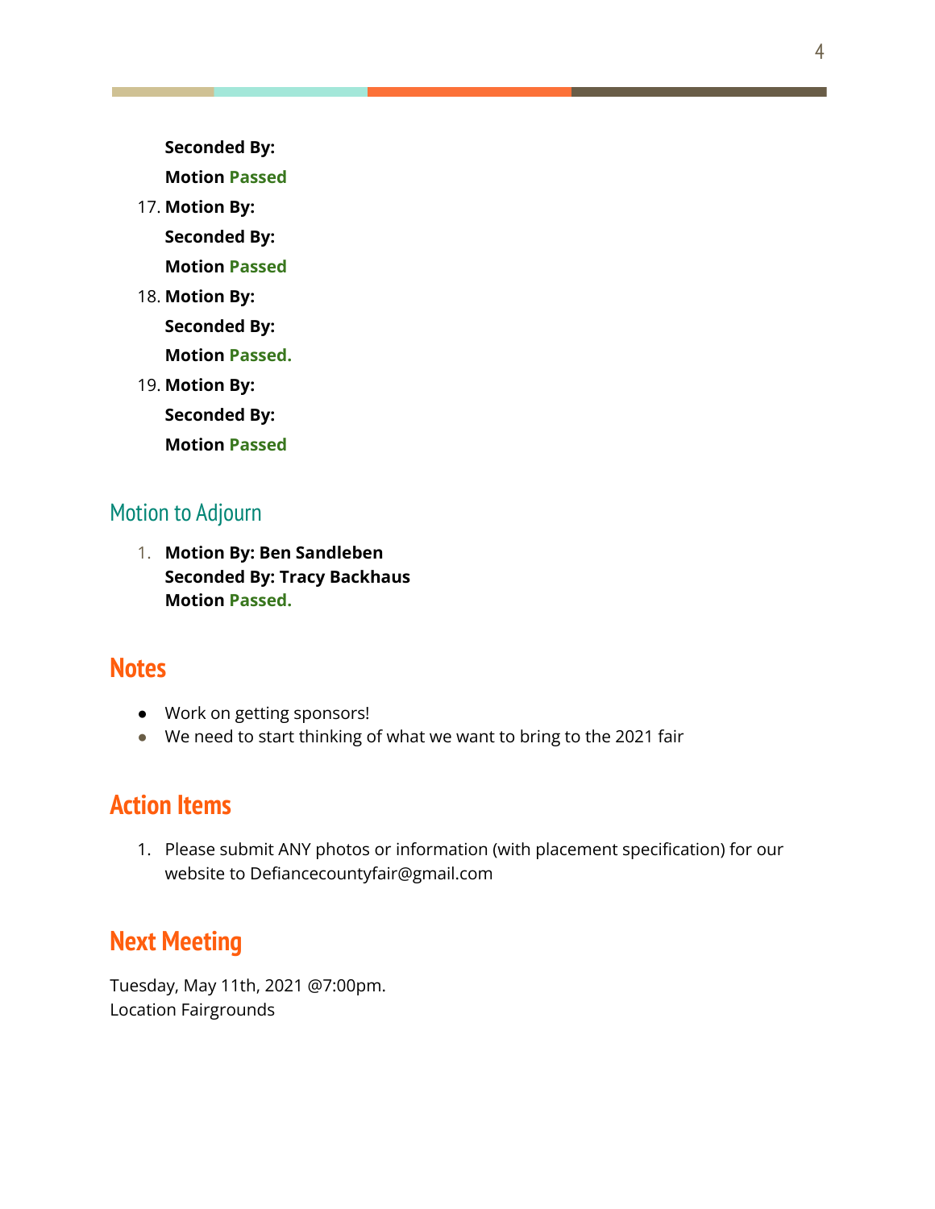**Seconded By:**
**Motion Passed**

17. **Motion By:**
    **Seconded By:**
    **Motion Passed**
18. **Motion By:**
    **Seconded By:**
    **Motion Passed.**
19. **Motion By:**
    **Seconded By:**
    **Motion Passed**

### Motion to Adjourn

1. **Motion By: Ben Sandleben**
   **Seconded By: Tracy Backhaus**
   **Motion Passed.**

## Notes

- Work on getting sponsors!
- We need to start thinking of what we want to bring to the 2021 fair

## Action Items

1. Please submit ANY photos or information (with placement specification) for our website to Defiancecountyfair@gmail.com

## Next Meeting

Tuesday, May 11th, 2021 @7:00pm.
Location Fairgrounds